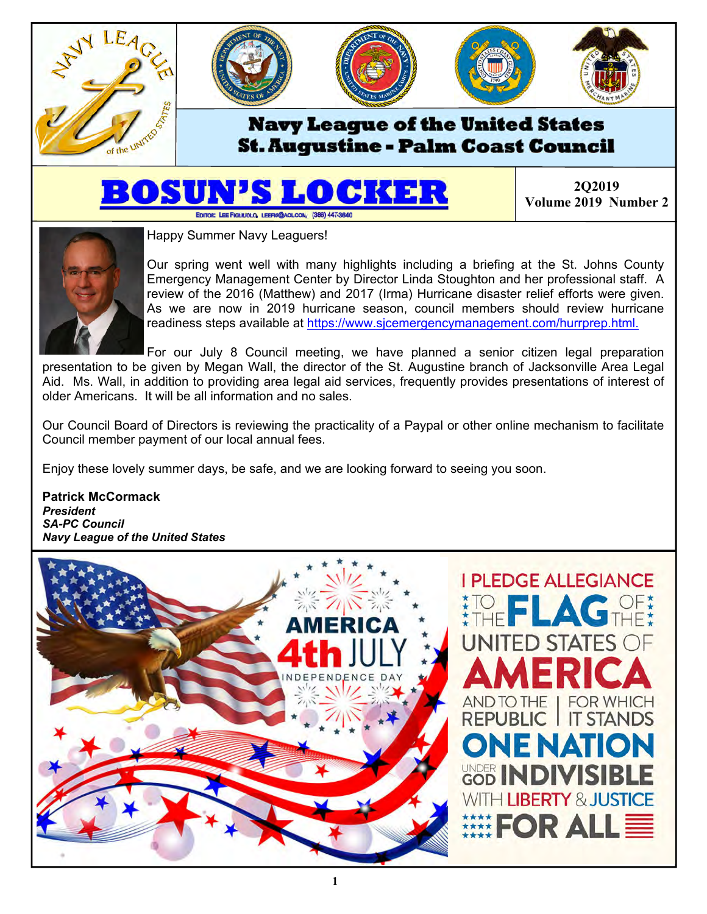# Navy League of the United States St. Augustine - Palm Coast Council

# BOSUN'S LOCKER

EDITOR: LEE FIGLIUOLO, LEEFIG@AOL.COM, (386) 447-3640

**2Q2019**
**Volume 2019 Number 2**

Happy Summer Navy Leaguers!

Our spring went well with many highlights including a briefing at the St. Johns County Emergency Management Center by Director Linda Stoughton and her professional staff. A review of the 2016 (Matthew) and 2017 (Irma) Hurricane disaster relief efforts were given. As we are now in 2019 hurricane season, council members should review hurricane readiness steps available at https://www.sjcemergencymanagement.com/hurrprep.html.

For our July 8 Council meeting, we have planned a senior citizen legal preparation presentation to be given by Megan Wall, the director of the St. Augustine branch of Jacksonville Area Legal Aid. Ms. Wall, in addition to providing area legal aid services, frequently provides presentations of interest of older Americans. It will be all information and no sales.

Our Council Board of Directors is reviewing the practicality of a Paypal or other online mechanism to facilitate Council member payment of our local annual fees.

Enjoy these lovely summer days, be safe, and we are looking forward to seeing you soon.

**Patrick McCormack**
***President***
***SA-PC Council***
***Navy League of the United States***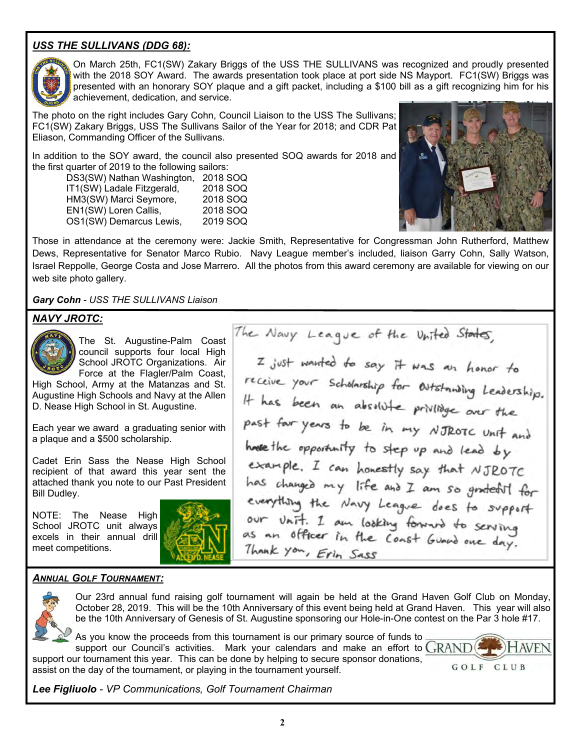## *USS THE SULLIVANS (DDG 68):*

On March 25th, FC1(SW) Zakary Briggs of the USS THE SULLIVANS was recognized and proudly presented with the 2018 SOY Award. The awards presentation took place at port side NS Mayport. FC1(SW) Briggs was presented with an honorary SOY plaque and a gift packet, including a $100 bill as a gift recognizing him for his achievement, dedication, and service.

The photo on the right includes Gary Cohn, Council Liaison to the USS The Sullivans; FC1(SW) Zakary Briggs, USS The Sullivans Sailor of the Year for 2018; and CDR Pat Eliason, Commanding Officer of the Sullivans.

In addition to the SOY award, the council also presented SOQ awards for 2018 and the first quarter of 2019 to the following sailors:

| | |
|---|---|
| DS3(SW) Nathan Washington, | 2018 SOQ |
| IT1(SW) Ladale Fitzgerald, | 2018 SOQ |
| HM3(SW) Marci Seymore, | 2018 SOQ |
| EN1(SW) Loren Callis, | 2018 SOQ |
| OS1(SW) Demarcus Lewis, | 2019 SOQ |

Those in attendance at the ceremony were: Jackie Smith, Representative for Congressman John Rutherford, Matthew Dews, Representative for Senator Marco Rubio. Navy League member's included, liaison Garry Cohn, Sally Watson, Israel Reppolle, George Costa and Jose Marrero. All the photos from this award ceremony are available for viewing on our web site photo gallery.

***Gary Cohn** - USS THE SULLIVANS Liaison*

## *NAVY JROTC:*

The St. Augustine-Palm Coast council supports four local High School JROTC Organizations. Air Force at the Flagler/Palm Coast, High School, Army at the Matanzas and St. Augustine High Schools and Navy at the Allen D. Nease High School in St. Augustine.

Each year we award a graduating senior with a plaque and a $500 scholarship.

Cadet Erin Sass the Nease High School recipient of that award this year sent the attached thank you note to our Past President Bill Dudley.

NOTE: The Nease High School JROTC unit always excels in their annual drill meet competitions.

The Navy League of the United States,

I just wanted to say it was an honor to receive your Scholarship for Outstanding Leadership. It has been an absolute privilege over the past four years to be in my NJROTC unit and have the opportunity to step up and lead by example. I can honestly say that NJROTC has changed my life and I am so grateful for everything the Navy League does to support our unit. I am looking forward to serving as an officer in the Coast Guard one day.

Thank you, Erin Sass

## *ANNUAL GOLF TOURNAMENT:*

Our 23rd annual fund raising golf tournament will again be held at the Grand Haven Golf Club on Monday, October 28, 2019. This will be the 10th Anniversary of this event being held at Grand Haven. This year will also be the 10th Anniversary of Genesis of St. Augustine sponsoring our Hole-in-One contest on the Par 3 hole #17.

As you know the proceeds from this tournament is our primary source of funds to support our Council's activities. Mark your calendars and make an effort to support our tournament this year. This can be done by helping to secure sponsor donations, assist on the day of the tournament, or playing in the tournament yourself.

***Lee Figliuolo** - VP Communications, Golf Tournament Chairman*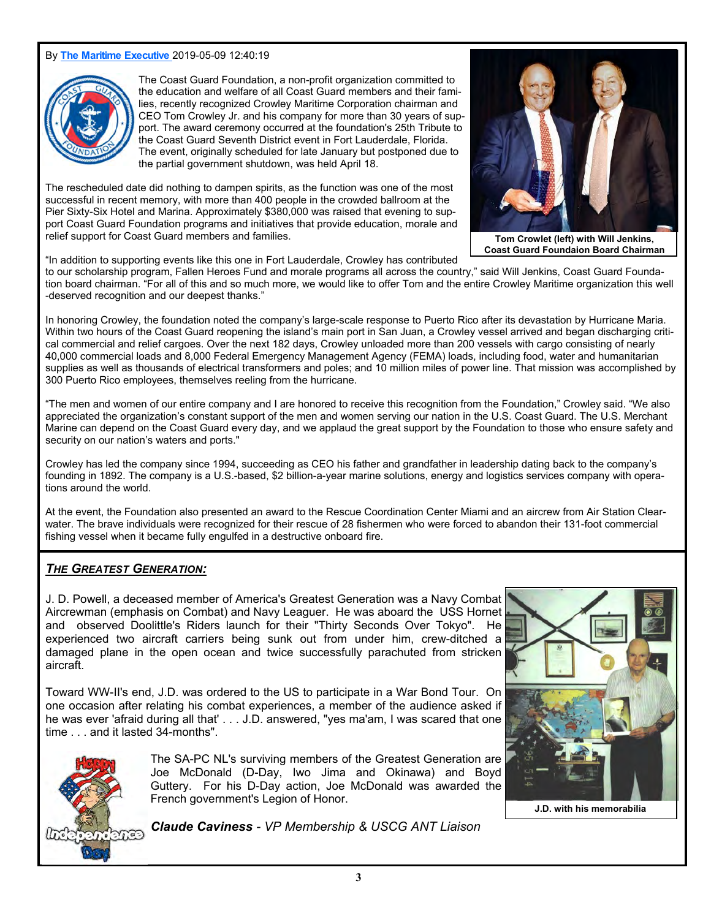By **The Maritime Executive** 2019-05-09 12:40:19

The Coast Guard Foundation, a non-profit organization committed to the education and welfare of all Coast Guard members and their families, recently recognized Crowley Maritime Corporation chairman and CEO Tom Crowley Jr. and his company for more than 30 years of support. The award ceremony occurred at the foundation's 25th Tribute to the Coast Guard Seventh District event in Fort Lauderdale, Florida. The event, originally scheduled for late January but postponed due to the partial government shutdown, was held April 18.

The rescheduled date did nothing to dampen spirits, as the function was one of the most successful in recent memory, with more than 400 people in the crowded ballroom at the Pier Sixty-Six Hotel and Marina. Approximately $380,000 was raised that evening to support Coast Guard Foundation programs and initiatives that provide education, morale and relief support for Coast Guard members and families.

**Tom Crowlet (left) with Will Jenkins, Coast Guard Foundaion Board Chairman**

"In addition to supporting events like this one in Fort Lauderdale, Crowley has contributed to our scholarship program, Fallen Heroes Fund and morale programs all across the country," said Will Jenkins, Coast Guard Foundation board chairman. "For all of this and so much more, we would like to offer Tom and the entire Crowley Maritime organization this well-deserved recognition and our deepest thanks."

In honoring Crowley, the foundation noted the company's large-scale response to Puerto Rico after its devastation by Hurricane Maria. Within two hours of the Coast Guard reopening the island's main port in San Juan, a Crowley vessel arrived and began discharging critical commercial and relief cargoes. Over the next 182 days, Crowley unloaded more than 200 vessels with cargo consisting of nearly 40,000 commercial loads and 8,000 Federal Emergency Management Agency (FEMA) loads, including food, water and humanitarian supplies as well as thousands of electrical transformers and poles; and 10 million miles of power line. That mission was accomplished by 300 Puerto Rico employees, themselves reeling from the hurricane.

"The men and women of our entire company and I are honored to receive this recognition from the Foundation," Crowley said. "We also appreciated the organization's constant support of the men and women serving our nation in the U.S. Coast Guard. The U.S. Merchant Marine can depend on the Coast Guard every day, and we applaud the great support by the Foundation to those who ensure safety and security on our nation's waters and ports."

Crowley has led the company since 1994, succeeding as CEO his father and grandfather in leadership dating back to the company's founding in 1892. The company is a U.S.-based, $2 billion-a-year marine solutions, energy and logistics services company with operations around the world.

At the event, the Foundation also presented an award to the Rescue Coordination Center Miami and an aircrew from Air Station Clearwater. The brave individuals were recognized for their rescue of 28 fishermen who were forced to abandon their 131-foot commercial fishing vessel when it became fully engulfed in a destructive onboard fire.

## ***THE GREATEST GENERATION:***

J. D. Powell, a deceased member of America's Greatest Generation was a Navy Combat Aircrewman (emphasis on Combat) and Navy Leaguer. He was aboard the USS Hornet and observed Doolittle's Riders launch for their "Thirty Seconds Over Tokyo". He experienced two aircraft carriers being sunk out from under him, crew-ditched a damaged plane in the open ocean and twice successfully parachuted from stricken aircraft.

Toward WW-II's end, J.D. was ordered to the US to participate in a War Bond Tour. On one occasion after relating his combat experiences, a member of the audience asked if he was ever 'afraid during all that' . . . J.D. answered, "yes ma'am, I was scared that one time . . . and it lasted 34-months".

**J.D. with his memorabilia**

The SA-PC NL's surviving members of the Greatest Generation are Joe McDonald (D-Day, Iwo Jima and Okinawa) and Boyd Guttery. For his D-Day action, Joe McDonald was awarded the French government's Legion of Honor.

***Claude Caviness** - VP Membership & USCG ANT Liaison*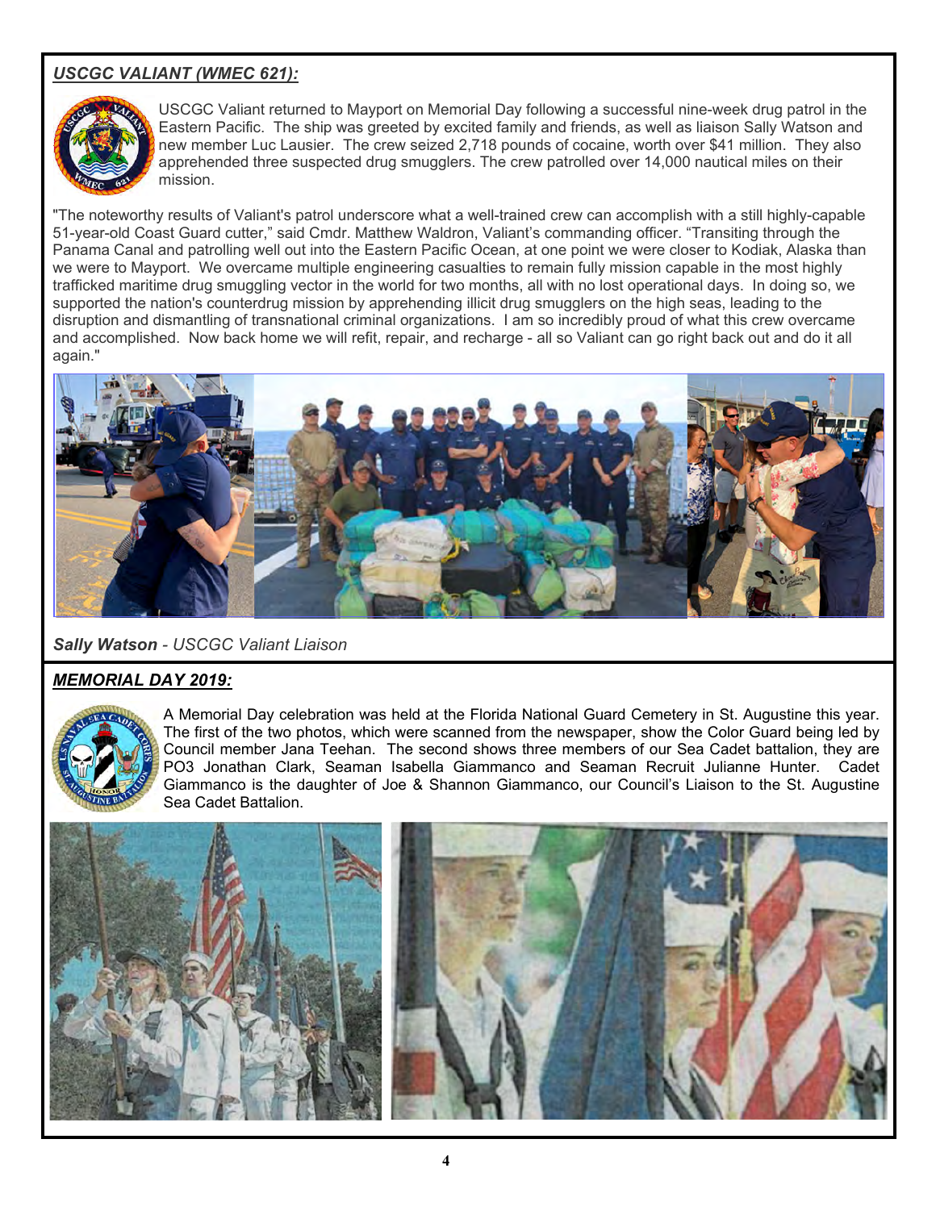## ***USCGC VALIANT (WMEC 621):***

USCGC Valiant returned to Mayport on Memorial Day following a successful nine-week drug patrol in the Eastern Pacific. The ship was greeted by excited family and friends, as well as liaison Sally Watson and new member Luc Lausier. The crew seized 2,718 pounds of cocaine, worth over $41 million. They also apprehended three suspected drug smugglers. The crew patrolled over 14,000 nautical miles on their mission.

"The noteworthy results of Valiant's patrol underscore what a well-trained crew can accomplish with a still highly-capable 51-year-old Coast Guard cutter," said Cmdr. Matthew Waldron, Valiant's commanding officer. "Transiting through the Panama Canal and patrolling well out into the Eastern Pacific Ocean, at one point we were closer to Kodiak, Alaska than we were to Mayport. We overcame multiple engineering casualties to remain fully mission capable in the most highly trafficked maritime drug smuggling vector in the world for two months, all with no lost operational days. In doing so, we supported the nation's counterdrug mission by apprehending illicit drug smugglers on the high seas, leading to the disruption and dismantling of transnational criminal organizations. I am so incredibly proud of what this crew overcame and accomplished. Now back home we will refit, repair, and recharge - all so Valiant can go right back out and do it all again."

***Sally Watson** - USCGC Valiant Liaison*

## ***MEMORIAL DAY 2019:***

A Memorial Day celebration was held at the Florida National Guard Cemetery in St. Augustine this year. The first of the two photos, which were scanned from the newspaper, show the Color Guard being led by Council member Jana Teehan. The second shows three members of our Sea Cadet battalion, they are PO3 Jonathan Clark, Seaman Isabella Giammanco and Seaman Recruit Julianne Hunter. Cadet Giammanco is the daughter of Joe & Shannon Giammanco, our Council's Liaison to the St. Augustine Sea Cadet Battalion.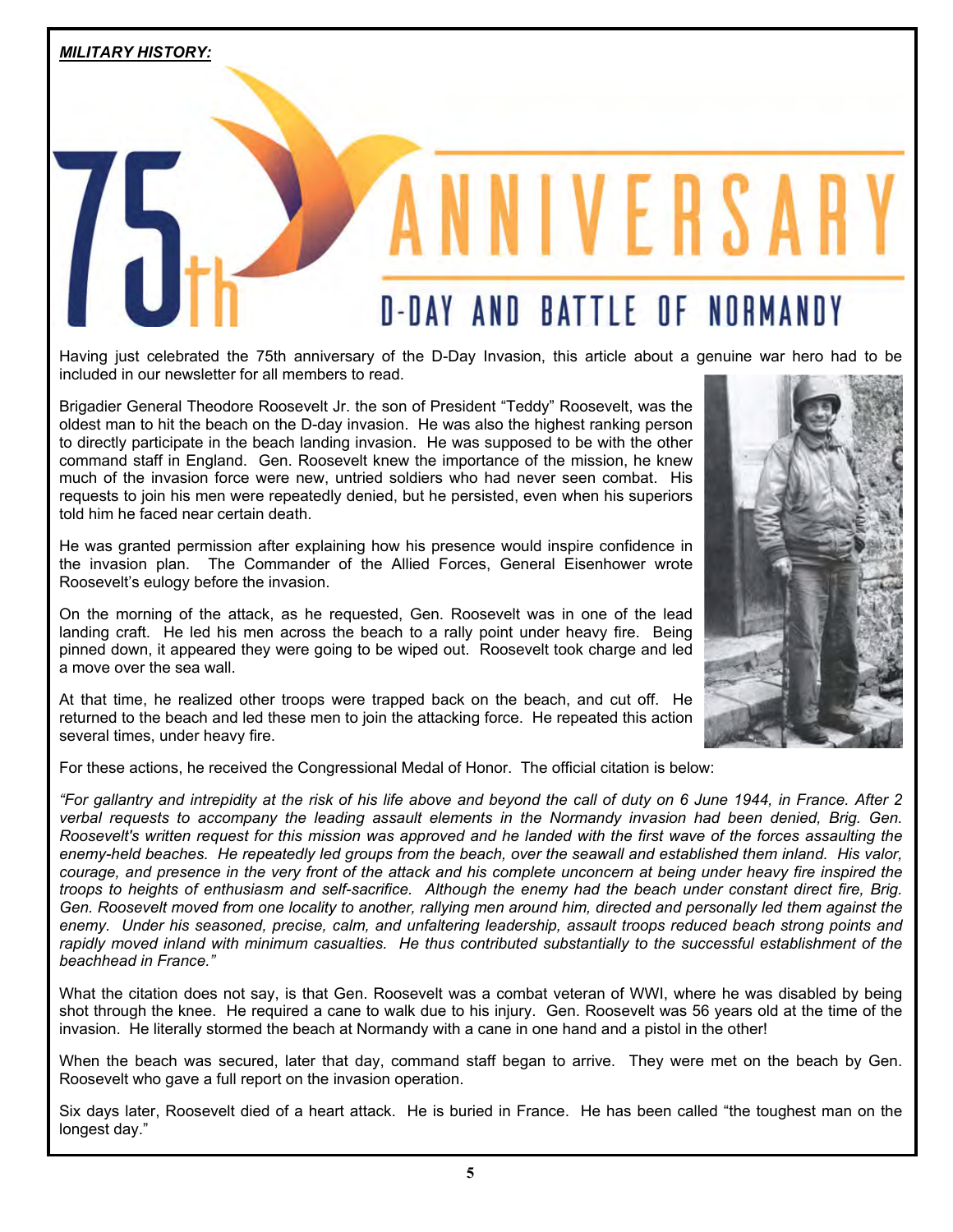***MILITARY HISTORY:***

# 75th ANNIVERSARY

## D-DAY AND BATTLE OF NORMANDY

Having just celebrated the 75th anniversary of the D-Day Invasion, this article about a genuine war hero had to be included in our newsletter for all members to read.

Brigadier General Theodore Roosevelt Jr. the son of President "Teddy" Roosevelt, was the oldest man to hit the beach on the D-day invasion. He was also the highest ranking person to directly participate in the beach landing invasion. He was supposed to be with the other command staff in England. Gen. Roosevelt knew the importance of the mission, he knew much of the invasion force were new, untried soldiers who had never seen combat. His requests to join his men were repeatedly denied, but he persisted, even when his superiors told him he faced near certain death.

He was granted permission after explaining how his presence would inspire confidence in the invasion plan. The Commander of the Allied Forces, General Eisenhower wrote Roosevelt's eulogy before the invasion.

On the morning of the attack, as he requested, Gen. Roosevelt was in one of the lead landing craft. He led his men across the beach to a rally point under heavy fire. Being pinned down, it appeared they were going to be wiped out. Roosevelt took charge and led a move over the sea wall.

At that time, he realized other troops were trapped back on the beach, and cut off. He returned to the beach and led these men to join the attacking force. He repeated this action several times, under heavy fire.

For these actions, he received the Congressional Medal of Honor. The official citation is below:

*"For gallantry and intrepidity at the risk of his life above and beyond the call of duty on 6 June 1944, in France. After 2 verbal requests to accompany the leading assault elements in the Normandy invasion had been denied, Brig. Gen. Roosevelt's written request for this mission was approved and he landed with the first wave of the forces assaulting the enemy-held beaches. He repeatedly led groups from the beach, over the seawall and established them inland. His valor, courage, and presence in the very front of the attack and his complete unconcern at being under heavy fire inspired the troops to heights of enthusiasm and self-sacrifice. Although the enemy had the beach under constant direct fire, Brig. Gen. Roosevelt moved from one locality to another, rallying men around him, directed and personally led them against the enemy. Under his seasoned, precise, calm, and unfaltering leadership, assault troops reduced beach strong points and rapidly moved inland with minimum casualties. He thus contributed substantially to the successful establishment of the beachhead in France."*

What the citation does not say, is that Gen. Roosevelt was a combat veteran of WWI, where he was disabled by being shot through the knee. He required a cane to walk due to his injury. Gen. Roosevelt was 56 years old at the time of the invasion. He literally stormed the beach at Normandy with a cane in one hand and a pistol in the other!

When the beach was secured, later that day, command staff began to arrive. They were met on the beach by Gen. Roosevelt who gave a full report on the invasion operation.

Six days later, Roosevelt died of a heart attack. He is buried in France. He has been called "the toughest man on the longest day."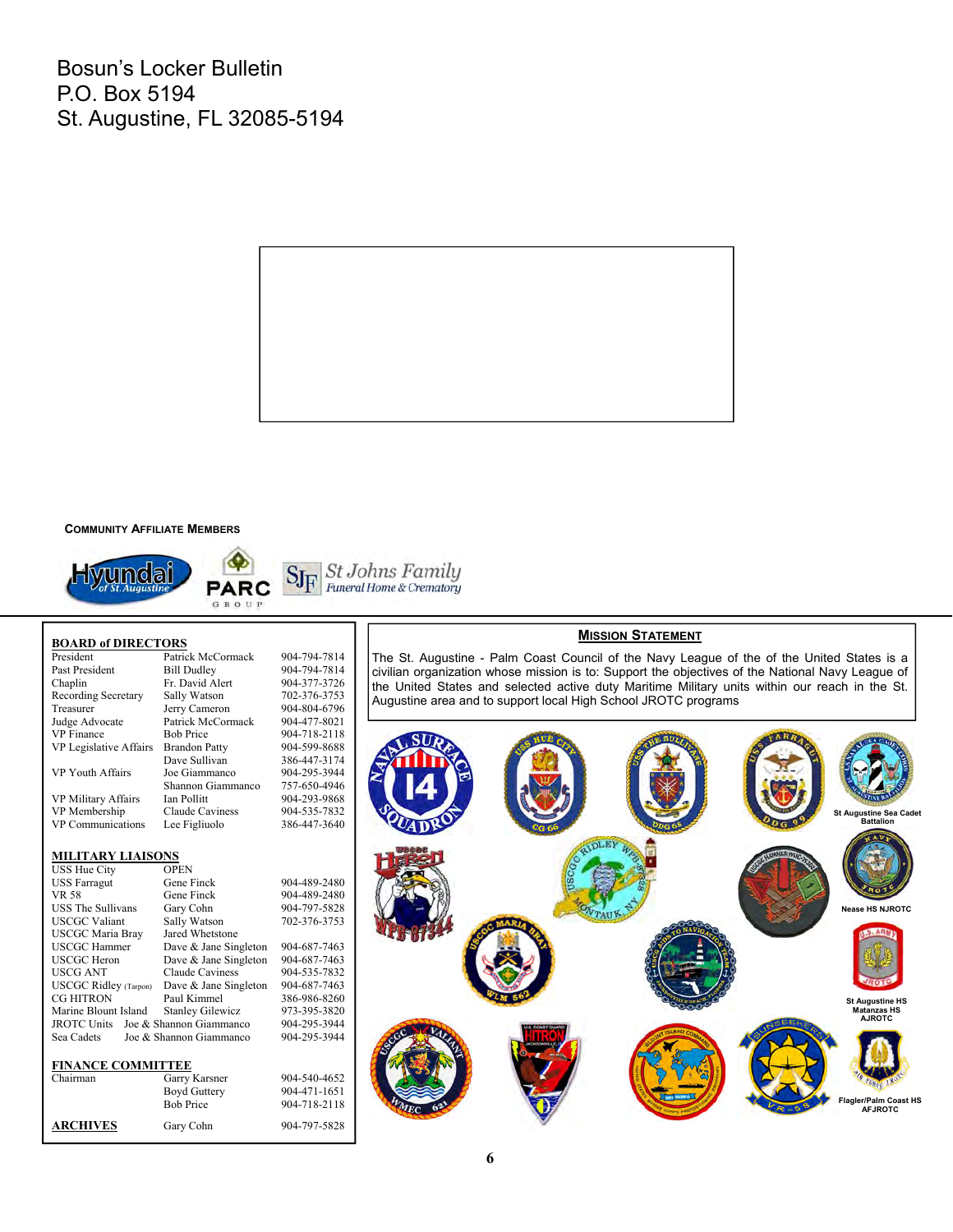Bosun's Locker Bulletin
P.O. Box 5194
St. Augustine, FL 32085-5194

**COMMUNITY AFFILIATE MEMBERS**

Hyundai of St. Augustine

PARC GROUP

St Johns Family Funeral Home & Crematory

## BOARD of DIRECTORS

| | | |
|---|---|---|
| President | Patrick McCormack | 904-794-7814 |
| Past President | Bill Dudley | 904-794-7814 |
| Chaplin | Fr. David Alert | 904-377-3726 |
| Recording Secretary | Sally Watson | 702-376-3753 |
| Treasurer | Jerry Cameron | 904-804-6796 |
| Judge Advocate | Patrick McCormack | 904-477-8021 |
| VP Finance | Bob Price | 904-718-2118 |
| VP Legislative Affairs | Brandon Patty | 904-599-8688 |
| | Dave Sullivan | 386-447-3174 |
| VP Youth Affairs | Joe Giammanco | 904-295-3944 |
| | Shannon Giammanco | 757-650-4946 |
| VP Military Affairs | Ian Pollitt | 904-293-9868 |
| VP Membership | Claude Caviness | 904-535-7832 |
| VP Communications | Lee Figliuolo | 386-447-3640 |

## MILITARY LIAISONS

| | | |
|---|---|---|
| USS Hue City | OPEN | |
| USS Farragut | Gene Finck | 904-489-2480 |
| VR 58 | Gene Finck | 904-489-2480 |
| USS The Sullivans | Gary Cohn | 904-797-5828 |
| USCGC Valiant | Sally Watson | 702-376-3753 |
| USCGC Maria Bray | Jared Whetstone | |
| USCGC Hammer | Dave & Jane Singleton | 904-687-7463 |
| USCGC Heron | Dave & Jane Singleton | 904-687-7463 |
| USCG ANT | Claude Caviness | 904-535-7832 |
| USCGC Ridley (Tarpon) | Dave & Jane Singleton | 904-687-7463 |
| CG HITRON | Paul Kimmel | 386-986-8260 |
| Marine Blount Island | Stanley Gilewicz | 973-395-3820 |
| JROTC Units | Joe & Shannon Giammanco | 904-295-3944 |
| Sea Cadets | Joe & Shannon Giammanco | 904-295-3944 |

## FINANCE COMMITTEE

| | | |
|---|---|---|
| Chairman | Garry Karsner | 904-540-4652 |
| | Boyd Guttery | 904-471-1651 |
| | Bob Price | 904-718-2118 |

## ARCHIVES

| | | |
|---|---|---|
| | Gary Cohn | 904-797-5828 |

## MISSION STATEMENT

The St. Augustine - Palm Coast Council of the Navy League of the of the United States is a civilian organization whose mission is to: Support the objectives of the National Navy League of the United States and selected active duty Maritime Military units within our reach in the St. Augustine area and to support local High School JROTC programs

St Augustine Sea Cadet Battalion

Nease HS NJROTC

St Augustine HS Matanzas HS AJROTC

Flagler/Palm Coast HS AFJROTC